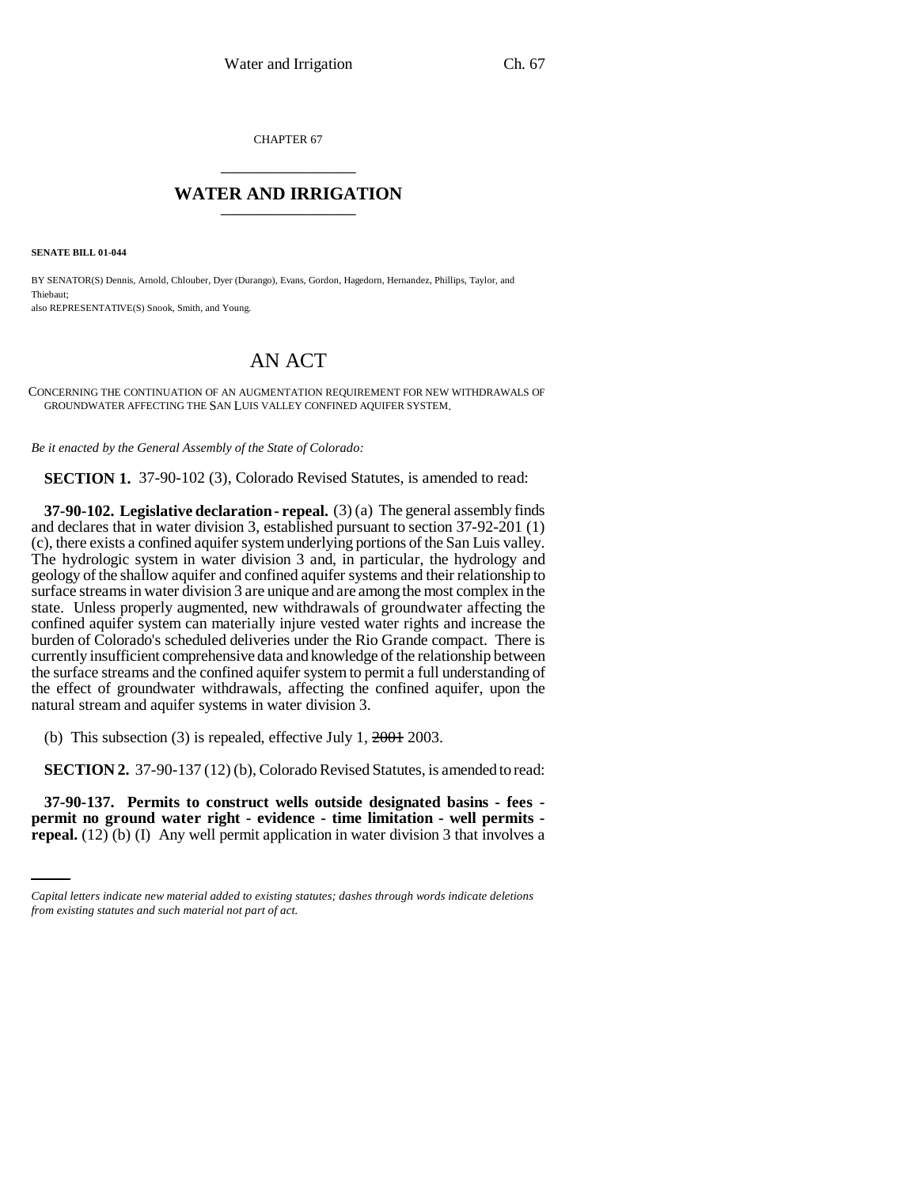CHAPTER 67

# WATER AND IRRIGATION

**SENATE BILL 01-044**

BY SENATOR(S) Dennis, Arnold, Chlouber, Dyer (Durango), Evans, Gordon, Hagedorn, Hernandez, Phillips, Taylor, and Thiebaut;
also REPRESENTATIVE(S) Snook, Smith, and Young.

# AN ACT

CONCERNING THE CONTINUATION OF AN AUGMENTATION REQUIREMENT FOR NEW WITHDRAWALS OF GROUNDWATER AFFECTING THE SAN LUIS VALLEY CONFINED AQUIFER SYSTEM.

*Be it enacted by the General Assembly of the State of Colorado:*

**SECTION 1.** 37-90-102 (3), Colorado Revised Statutes, is amended to read:

**37-90-102. Legislative declaration - repeal.** (3) (a) The general assembly finds and declares that in water division 3, established pursuant to section 37-92-201 (1) (c), there exists a confined aquifer system underlying portions of the San Luis valley. The hydrologic system in water division 3 and, in particular, the hydrology and geology of the shallow aquifer and confined aquifer systems and their relationship to surface streams in water division 3 are unique and are among the most complex in the state. Unless properly augmented, new withdrawals of groundwater affecting the confined aquifer system can materially injure vested water rights and increase the burden of Colorado's scheduled deliveries under the Rio Grande compact. There is currently insufficient comprehensive data and knowledge of the relationship between the surface streams and the confined aquifer system to permit a full understanding of the effect of groundwater withdrawals, affecting the confined aquifer, upon the natural stream and aquifer systems in water division 3.

(b) This subsection (3) is repealed, effective July 1, ~~2001~~ 2003.

**SECTION 2.** 37-90-137 (12) (b), Colorado Revised Statutes, is amended to read:

**37-90-137. Permits to construct wells outside designated basins - fees - permit no ground water right - evidence - time limitation - well permits - repeal.** (12) (b) (I) Any well permit application in water division 3 that involves a

*Capital letters indicate new material added to existing statutes; dashes through words indicate deletions from existing statutes and such material not part of act.*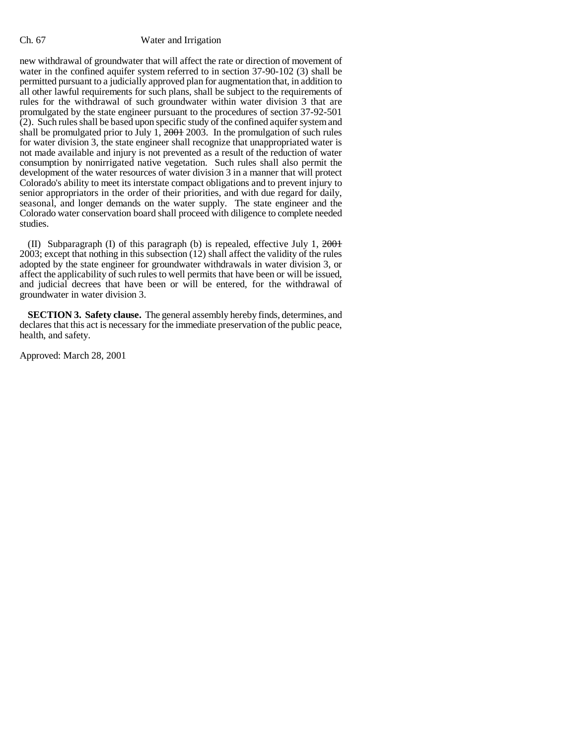new withdrawal of groundwater that will affect the rate or direction of movement of water in the confined aquifer system referred to in section 37-90-102 (3) shall be permitted pursuant to a judicially approved plan for augmentation that, in addition to all other lawful requirements for such plans, shall be subject to the requirements of rules for the withdrawal of such groundwater within water division 3 that are promulgated by the state engineer pursuant to the procedures of section 37-92-501 (2). Such rules shall be based upon specific study of the confined aquifer system and shall be promulgated prior to July 1, ~~2001~~ 2003. In the promulgation of such rules for water division 3, the state engineer shall recognize that unappropriated water is not made available and injury is not prevented as a result of the reduction of water consumption by nonirrigated native vegetation. Such rules shall also permit the development of the water resources of water division 3 in a manner that will protect Colorado's ability to meet its interstate compact obligations and to prevent injury to senior appropriators in the order of their priorities, and with due regard for daily, seasonal, and longer demands on the water supply. The state engineer and the Colorado water conservation board shall proceed with diligence to complete needed studies.

(II) Subparagraph (I) of this paragraph (b) is repealed, effective July 1, ~~2001~~ 2003; except that nothing in this subsection (12) shall affect the validity of the rules adopted by the state engineer for groundwater withdrawals in water division 3, or affect the applicability of such rules to well permits that have been or will be issued, and judicial decrees that have been or will be entered, for the withdrawal of groundwater in water division 3.

**SECTION 3. Safety clause.** The general assembly hereby finds, determines, and declares that this act is necessary for the immediate preservation of the public peace, health, and safety.

Approved: March 28, 2001